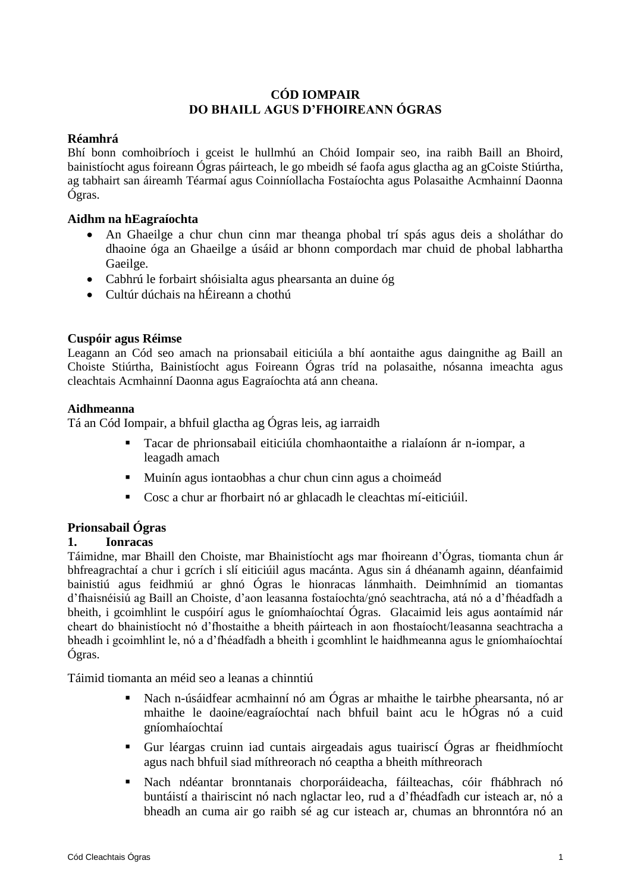# CÓD IOMPAIR
# DO BHAILL AGUS D'FHOIREANN ÓGRAS

## Réamhrá

Bhí bonn comhoibríoch i gceist le hullmhú an Chóid Iompair seo, ina raibh Baill an Bhoird, bainistíocht agus foireann Ógras páirteach, le go mbeidh sé faofa agus glactha ag an gCoiste Stiúrtha, ag tabhairt san áireamh Téarmaí agus Coinníollacha Fostaíochta agus Polasaithe Acmhainní Daonna Ógras.

## Aidhm na hEagraíochta

- An Ghaeilge a chur chun cinn mar theanga phobal trí spás agus deis a sholáthar do dhaoine óga an Ghaeilge a úsáid ar bhonn compordach mar chuid de phobal labhartha Gaeilge.
- Cabhrú le forbairt shóisialta agus phearsanta an duine óg
- Cultúr dúchais na hÉireann a chothú

## Cuspóir agus Réimse

Leagann an Cód seo amach na prionsabail eiticiúla a bhí aontaithe agus daingnithe ag Baill an Choiste Stiúrtha, Bainistíocht agus Foireann Ógras tríd na polasaithe, nósanna imeachta agus cleachtais Acmhainní Daonna agus Eagraíochta atá ann cheana.

### Aidhmeanna

Tá an Cód Iompair, a bhfuil glactha ag Ógras leis, ag iarraidh

- Tacar de phrionsabail eiticiúla chomhaontaithe a rialaíonn ár n-iompar, a leagadh amach
- Muinín agus iontaobhas a chur chun cinn agus a choimeád
- Cosc a chur ar fhorbairt nó ar ghlacadh le cleachtas mí-eiticiúil.

## Prionsabail Ógras

### 1. Ionracas

Táimidne, mar Bhaill den Choiste, mar Bhainistíocht ags mar fhoireann d'Ógras, tiomanta chun ár bhfreagrachtaí a chur i gcrích i slí eiticiúil agus macánta. Agus sin á dhéanamh againn, déanfaimid bainistiú agus feidhmiú ar ghnó Ógras le hionracas lánmhaith. Deimhnímid an tiomantas d'fhaisnéisiú ag Baill an Choiste, d'aon leasanna fostaíochta/gnó seachtracha, atá nó a d'fhéadfadh a bheith, i gcoimhlint le cuspóirí agus le gníomhaíochtaí Ógras. Glacaimid leis agus aontaímid nár cheart do bhainistíocht nó d'fhostaithe a bheith páirteach in aon fhostaíocht/leasanna seachtracha a bheadh i gcoimhlint le, nó a d'fhéadfadh a bheith i gcomhlint le haidhmeanna agus le gníomhaíochtaí Ógras.

Táimid tiomanta an méid seo a leanas a chinntiú

- Nach n-úsáidfear acmhainní nó am Ógras ar mhaithe le tairbhe phearsanta, nó ar mhaithe le daoine/eagraíochtaí nach bhfuil baint acu le hÓgras nó a cuid gníomhaíochtaí
- Gur léargas cruinn iad cuntais airgeadais agus tuairiscí Ógras ar fheidhmíocht agus nach bhfuil siad míthreorach nó ceaptha a bheith míthreorach
- Nach ndéantar bronntanais chorporáideacha, fáilteachas, cóir fhábhrach nó buntáistí a thairiscint nó nach nglactar leo, rud a d'fhéadfadh cur isteach ar, nó a bheadh an cuma air go raibh sé ag cur isteach ar, chumas an bhronntóra nó an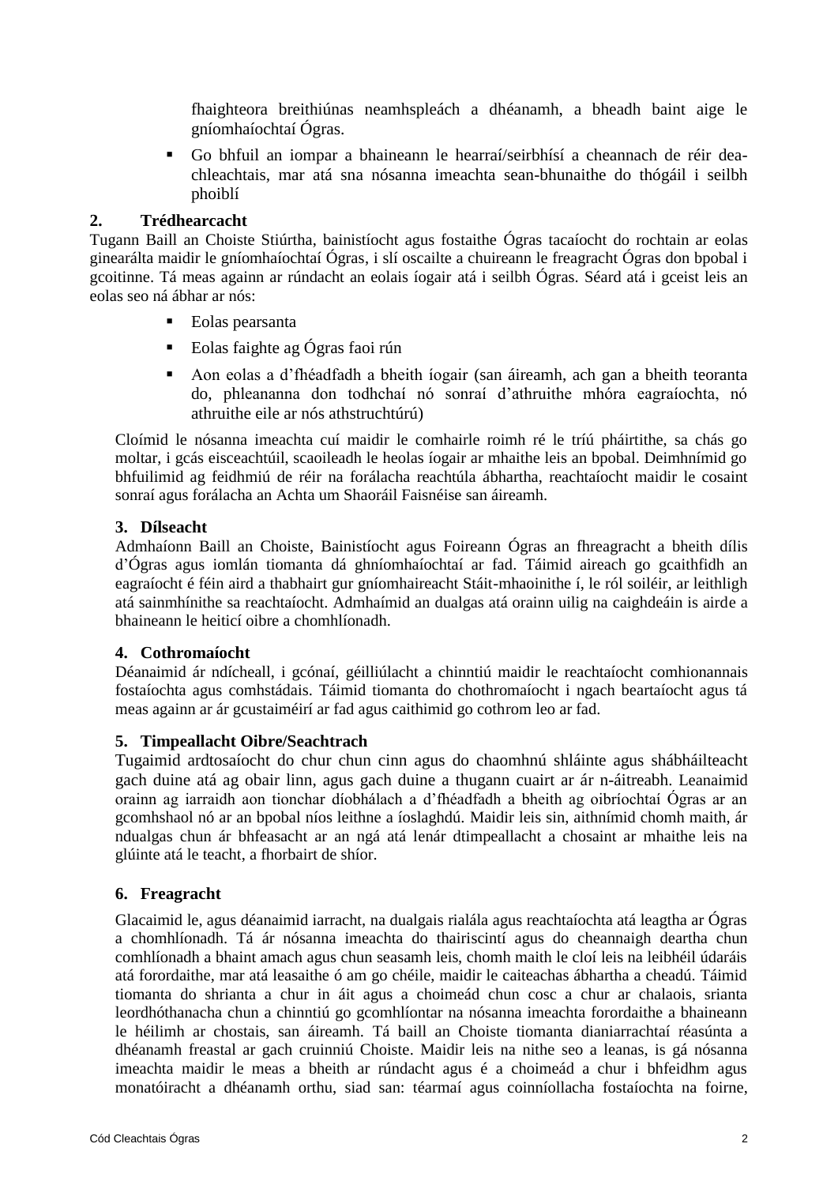fhaighteora breithiúnas neamhspleách a dhéanamh, a bheadh baint aige le gníomhaíochtaí Ógras.

- Go bhfuil an iompar a bhaineann le hearraí/seirbhísí a cheannach de réir dea-chleachtais, mar atá sna nósanna imeachta sean-bhunaithe do thógáil i seilbh phoiblí

## 2. Trédhearcacht

Tugann Baill an Choiste Stiúrtha, bainistíocht agus fostaithe Ógras tacaíocht do rochtain ar eolas ginearálta maidir le gníomhaíochtaí Ógras, i slí oscailte a chuireann le freagracht Ógras don bpobal i gcoitinne. Tá meas againn ar rúndacht an eolais íogair atá i seilbh Ógras. Séard atá i gceist leis an eolas seo ná ábhar ar nós:

- Eolas pearsanta
- Eolas faighte ag Ógras faoi rún
- Aon eolas a d'fhéadfadh a bheith íogair (san áireamh, ach gan a bheith teoranta do, phleananna don todhchaí nó sonraí d'athruithe mhóra eagraíochta, nó athruithe eile ar nós athstruchtúrú)

Cloímid le nósanna imeachta cuí maidir le comhairle roimh ré le tríú pháirtithe, sa chás go moltar, i gcás eisceachtúil, scaoileadh le heolas íogair ar mhaithe leis an bpobal. Deimhnímid go bhfuilimid ag feidhmiú de réir na forálacha reachtúla ábhartha, reachtaíocht maidir le cosaint sonraí agus forálacha an Achta um Shaoráil Faisnéise san áireamh.

## 3. Dílseacht

Admhaíonn Baill an Choiste, Bainistíocht agus Foireann Ógras an fhreagracht a bheith dílis d'Ógras agus iomlán tiomanta dá ghníomhaíochtaí ar fad. Táimid aireach go gcaithfidh an eagraíocht é féin aird a thabhairt gur gníomhaireacht Stáit-mhaoinithe í, le ról soiléir, ar leithligh atá sainmhínithe sa reachtaíocht. Admhaímid an dualgas atá orainn uilig na caighdeáin is airde a bhaineann le heiticí oibre a chomhlíonadh.

## 4. Cothromaíocht

Déanaimid ár ndícheall, i gcónaí, géilliúlacht a chinntiú maidir le reachtaíocht comhionannais fostaíochta agus comhstádais. Táimid tiomanta do chothromaíocht i ngach beartaíocht agus tá meas againn ar ár gcustaiméirí ar fad agus caithimid go cothrom leo ar fad.

## 5. Timpeallacht Oibre/Seachtrach

Tugaimid ardtosaíocht do chur chun cinn agus do chaomhnú shláinte agus shábháilteacht gach duine atá ag obair linn, agus gach duine a thugann cuairt ar ár n-áitreabh. Leanaimid orainn ag iarraidh aon tionchar díobhálach a d'fhéadfadh a bheith ag oibríochtaí Ógras ar an gcomhshaol nó ar an bpobal níos leithne a íoslaghdú. Maidir leis sin, aithnímid chomh maith, ár ndualgas chun ár bhfeasacht ar an ngá atá lenár dtimpeallacht a chosaint ar mhaithe leis na glúinte atá le teacht, a fhorbairt de shíor.

## 6. Freagracht

Glacaimid le, agus déanaimid iarracht, na dualgais rialála agus reachtaíochta atá leagtha ar Ógras a chomhlíonadh. Tá ár nósanna imeachta do thairiscintí agus do cheannaigh deartha chun comhlíonadh a bhaint amach agus chun seasamh leis, chomh maith le cloí leis na leibhéil údaráis atá forordaithe, mar atá leasaithe ó am go chéile, maidir le caiteachas ábhartha a cheadú. Táimid tiomanta do shrianta a chur in áit agus a choimeád chun cosc a chur ar chalaois, srianta leordhóthanacha chun a chinntiú go gcomhlíontar na nósanna imeachta forordaithe a bhaineann le héilimh ar chostais, san áireamh. Tá baill an Choiste tiomanta dianiarrachtaí réasúnta a dhéanamh freastal ar gach cruinniú Choiste. Maidir leis na nithe seo a leanas, is gá nósanna imeachta maidir le meas a bheith ar rúndacht agus é a choimeád a chur i bhfeidhm agus monatóiracht a dhéanamh orthu, siad san: téarmaí agus coinníollacha fostaíochta na foirne,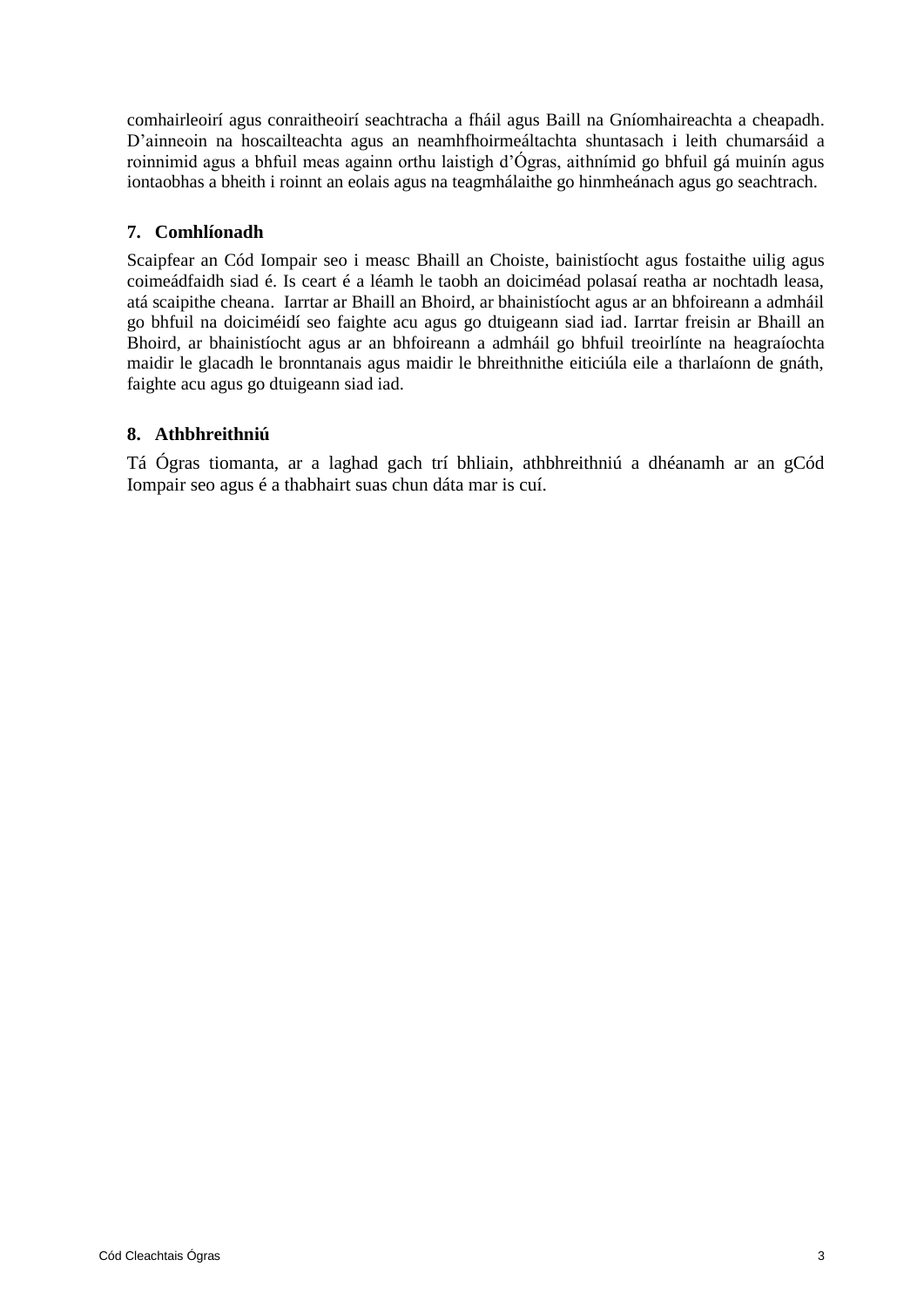comhairleoirí agus conraitheoirí seachtracha a fháil agus Baill na Gníomhaireachta a cheapadh. D'ainneoin na hoscailteachta agus an neamhfhoirmeáltachta shuntasach i leith chumarsáid a roinnimid agus a bhfuil meas againn orthu laistigh d'Ógras, aithnímid go bhfuil gá muinín agus iontaobhas a bheith i roinnt an eolais agus na teagmhálaithe go hinmheánach agus go seachtrach.

## 7. Comhlíonadh

Scaipfear an Cód Iompair seo i measc Bhaill an Choiste, bainistíocht agus fostaithe uilig agus coimeádfaidh siad é. Is ceart é a léamh le taobh an doiciméad polasaí reatha ar nochtadh leasa, atá scaipithe cheana. Iarrtar ar Bhaill an Bhoird, ar bhainistíocht agus ar an bhfoireann a admháil go bhfuil na doiciméidí seo faighte acu agus go dtuigeann siad iad. Iarrtar freisin ar Bhaill an Bhoird, ar bhainistíocht agus ar an bhfoireann a admháil go bhfuil treoirlínte na heagraíochta maidir le glacadh le bronntanais agus maidir le bhreithnithe eiticiúla eile a tharlaíonn de gnáth, faighte acu agus go dtuigeann siad iad.

## 8. Athbhreithniú

Tá Ógras tiomanta, ar a laghad gach trí bhliain, athbhreithniú a dhéanamh ar an gCód Iompair seo agus é a thabhairt suas chun dáta mar is cuí.